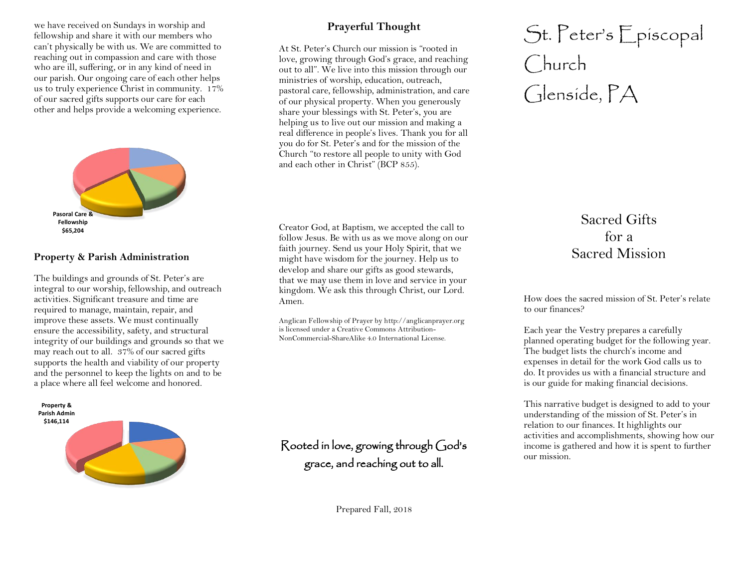we have received on Sundays in worship and fellowship and share it with our members who can't physically be with us. We are committed to reaching out in compassion and care with those who are ill, suffering, or in any kind of need in our parish. Our ongoing care of each other helps us to truly experience Christ in community. 17% of our sacred gifts supports our care for each other and helps provide a welcoming experience.

**Pasoral Care & Fellowship $65,204**

### Property & Parish Administration

The buildings and grounds of St. Peter's are integral to our worship, fellowship, and outreach activities. Significant treasure and time are required to manage, maintain, repair, and improve these assets. We must continually ensure the accessibility, safety, and structural integrity of our buildings and grounds so that we may reach out to all. 37% of our sacred gifts supports the health and viability of our property and the personnel to keep the lights on and to be a place where all feel welcome and honored.

**Property & Parish Admin $146,114**

### Prayerful Thought

At St. Peter's Church our mission is "rooted in love, growing through God's grace, and reaching out to all". We live into this mission through our ministries of worship, education, outreach, pastoral care, fellowship, administration, and care of our physical property. When you generously share your blessings with St. Peter's, you are helping us to live out our mission and making a real difference in people's lives. Thank you for all you do for St. Peter's and for the mission of the Church "to restore all people to unity with God and each other in Christ" (BCP 855).

Creator God, at Baptism, we accepted the call to follow Jesus. Be with us as we move along on our faith journey. Send us your Holy Spirit, that we might have wisdom for the journey. Help us to develop and share our gifts as good stewards, that we may use them in love and service in your kingdom. We ask this through Christ, our Lord. Amen.

Anglican Fellowship of Prayer by http://anglicanprayer.org is licensed under a Creative Commons Attribution-NonCommercial-ShareAlike 4.0 International License.

Rooted in love, growing through God's grace, and reaching out to all.

Prepared Fall, 2018

# St. Peter's Episcopal Church Glenside, PA

## Sacred Gifts for a Sacred Mission

How does the sacred mission of St. Peter's relate to our finances?

Each year the Vestry prepares a carefully planned operating budget for the following year. The budget lists the church's income and expenses in detail for the work God calls us to do. It provides us with a financial structure and is our guide for making financial decisions.

This narrative budget is designed to add to your understanding of the mission of St. Peter's in relation to our finances. It highlights our activities and accomplishments, showing how our income is gathered and how it is spent to further our mission.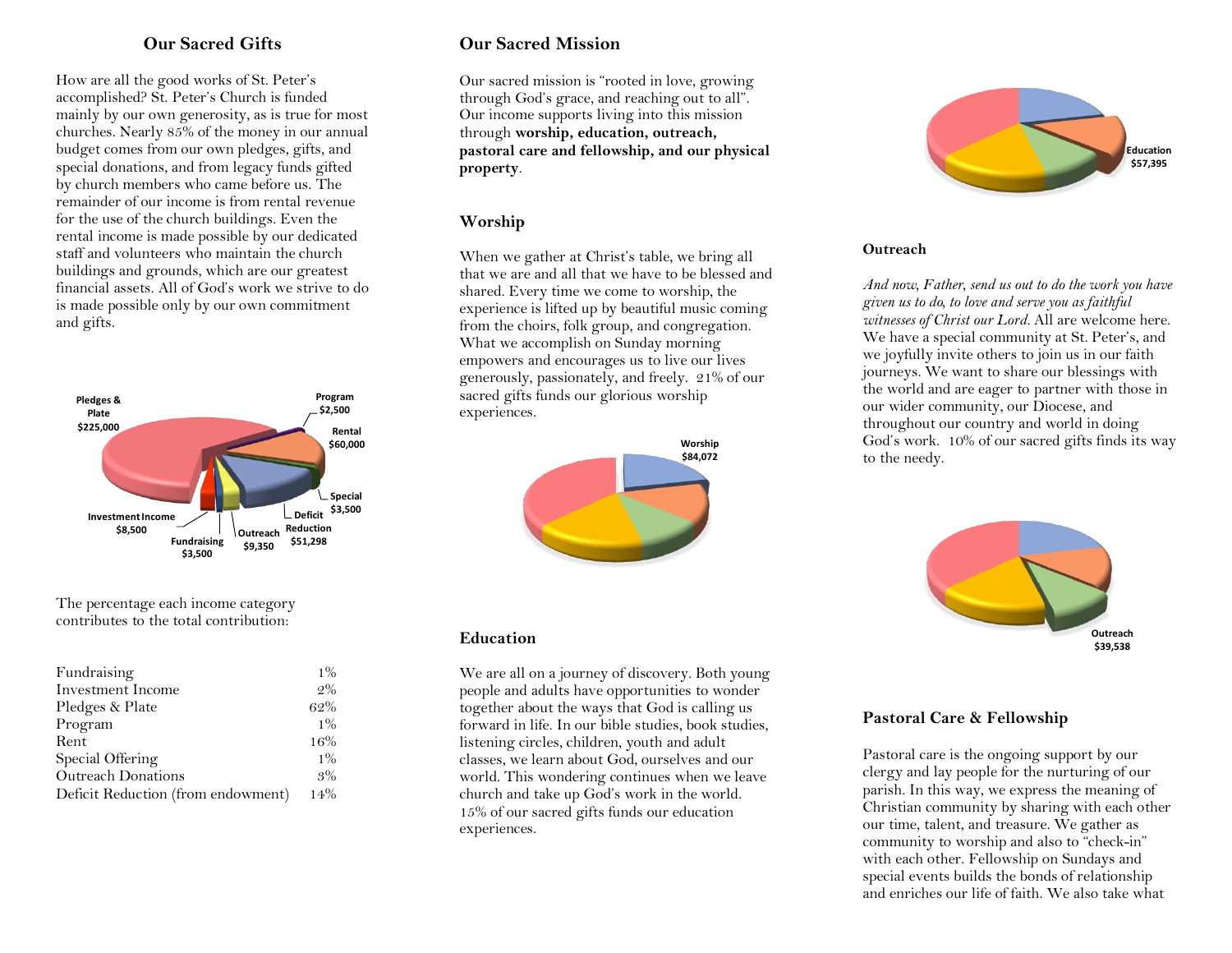## Our Sacred Gifts

How are all the good works of St. Peter's accomplished? St. Peter's Church is funded mainly by our own generosity, as is true for most churches. Nearly 85% of the money in our annual budget comes from our own pledges, gifts, and special donations, and from legacy funds gifted by church members who came before us. The remainder of our income is from rental revenue for the use of the church buildings. Even the rental income is made possible by our dedicated staff and volunteers who maintain the church buildings and grounds, which are our greatest financial assets. All of God's work we strive to do is made possible only by our own commitment and gifts.

Pledges & Plate
$225,000

Program
$2,500

Rental
$60,000

Special
$3,500

Deficit Reduction
$51,298

Outreach
$9,350

Fundraising
$3,500

Investment Income
$8,500

The percentage each income category contributes to the total contribution:

| | |
|---|---|
| Fundraising | 1% |
| Investment Income | 2% |
| Pledges & Plate | 62% |
| Program | 1% |
| Rent | 16% |
| Special Offering | 1% |
| Outreach Donations | 3% |
| Deficit Reduction (from endowment) | 14% |

## Our Sacred Mission

Our sacred mission is "rooted in love, growing through God's grace, and reaching out to all". Our income supports living into this mission through **worship, education, outreach, pastoral care and fellowship, and our physical property**.

## Worship

When we gather at Christ's table, we bring all that we are and all that we have to be blessed and shared. Every time we come to worship, the experience is lifted up by beautiful music coming from the choirs, folk group, and congregation. What we accomplish on Sunday morning empowers and encourages us to live our lives generously, passionately, and freely. 21% of our sacred gifts funds our glorious worship experiences.

Worship
$84,072

## Education

We are all on a journey of discovery. Both young people and adults have opportunities to wonder together about the ways that God is calling us forward in life. In our bible studies, book studies, listening circles, children, youth and adult classes, we learn about God, ourselves and our world. This wondering continues when we leave church and take up God's work in the world. 15% of our sacred gifts funds our education experiences.

Education
$57,395

### Outreach

*And now, Father, send us out to do the work you have given us to do, to love and serve you as faithful witnesses of Christ our Lord.* All are welcome here. We have a special community at St. Peter's, and we joyfully invite others to join us in our faith journeys. We want to share our blessings with the world and are eager to partner with those in our wider community, our Diocese, and throughout our country and world in doing God's work. 10% of our sacred gifts finds its way to the needy.

Outreach
$39,538

## Pastoral Care & Fellowship

Pastoral care is the ongoing support by our clergy and lay people for the nurturing of our parish. In this way, we express the meaning of Christian community by sharing with each other our time, talent, and treasure. We gather as community to worship and also to "check-in" with each other. Fellowship on Sundays and special events builds the bonds of relationship and enriches our life of faith. We also take what